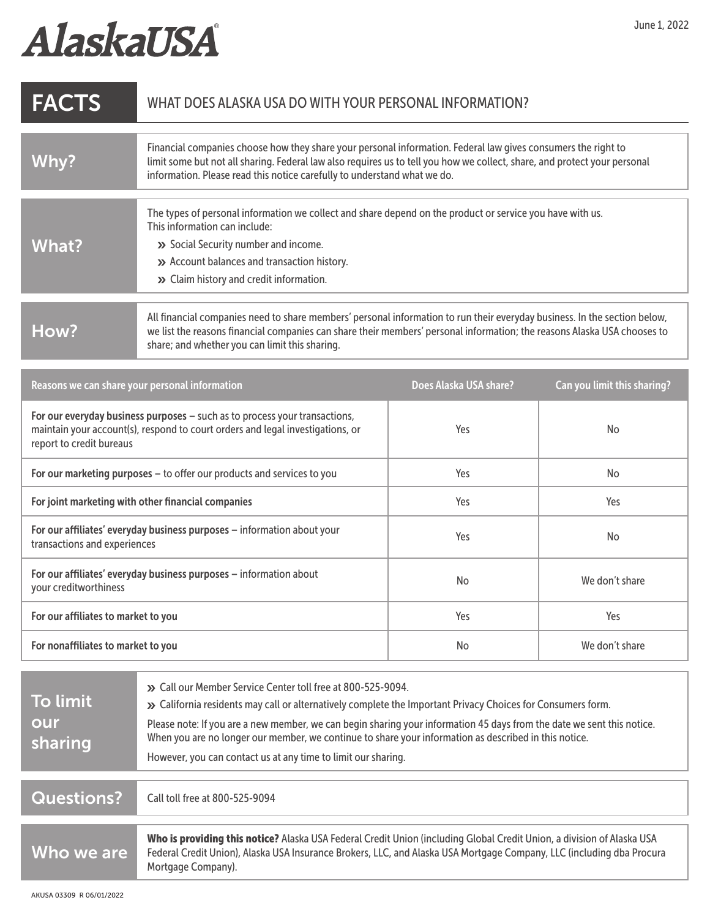# AlaskaUSA

June 1, 2022

## FACTS — WHAT DOES ALASKA USA DO WITH YOUR PERSONAL INFORMATION?

### Why?

Financial companies choose how they share your personal information. Federal law gives consumers the right to limit some but not all sharing. Federal law also requires us to tell you how we collect, share, and protect your personal information. Please read this notice carefully to understand what we do.

### What?

The types of personal information we collect and share depend on the product or service you have with us. This information can include:

- Social Security number and income.
- Account balances and transaction history.
- Claim history and credit information.

### How?

All financial companies need to share members' personal information to run their everyday business. In the section below, we list the reasons financial companies can share their members' personal information; the reasons Alaska USA chooses to share; and whether you can limit this sharing.

| Reasons we can share your personal information | Does Alaska USA share? | Can you limit this sharing? |
|---|---|---|
| **For our everyday business purposes –** such as to process your transactions, maintain your account(s), respond to court orders and legal investigations, or report to credit bureaus | Yes | No |
| **For our marketing purposes –** to offer our products and services to you | Yes | No |
| **For joint marketing with other financial companies** | Yes | Yes |
| **For our affiliates' everyday business purposes –** information about your transactions and experiences | Yes | No |
| **For our affiliates' everyday business purposes –** information about your creditworthiness | No | We don't share |
| **For our affiliates to market to you** | Yes | Yes |
| **For nonaffiliates to market to you** | No | We don't share |

### To limit our sharing

- Call our Member Service Center toll free at 800-525-9094.
- California residents may call or alternatively complete the Important Privacy Choices for Consumers form.

Please note: If you are a new member, we can begin sharing your information 45 days from the date we sent this notice. When you are no longer our member, we continue to share your information as described in this notice.

However, you can contact us at any time to limit our sharing.

### Questions?

Call toll free at 800-525-9094

### Who we are

**Who is providing this notice?** Alaska USA Federal Credit Union (including Global Credit Union, a division of Alaska USA Federal Credit Union), Alaska USA Insurance Brokers, LLC, and Alaska USA Mortgage Company, LLC (including dba Procura Mortgage Company).

AKUSA 03309 R 06/01/2022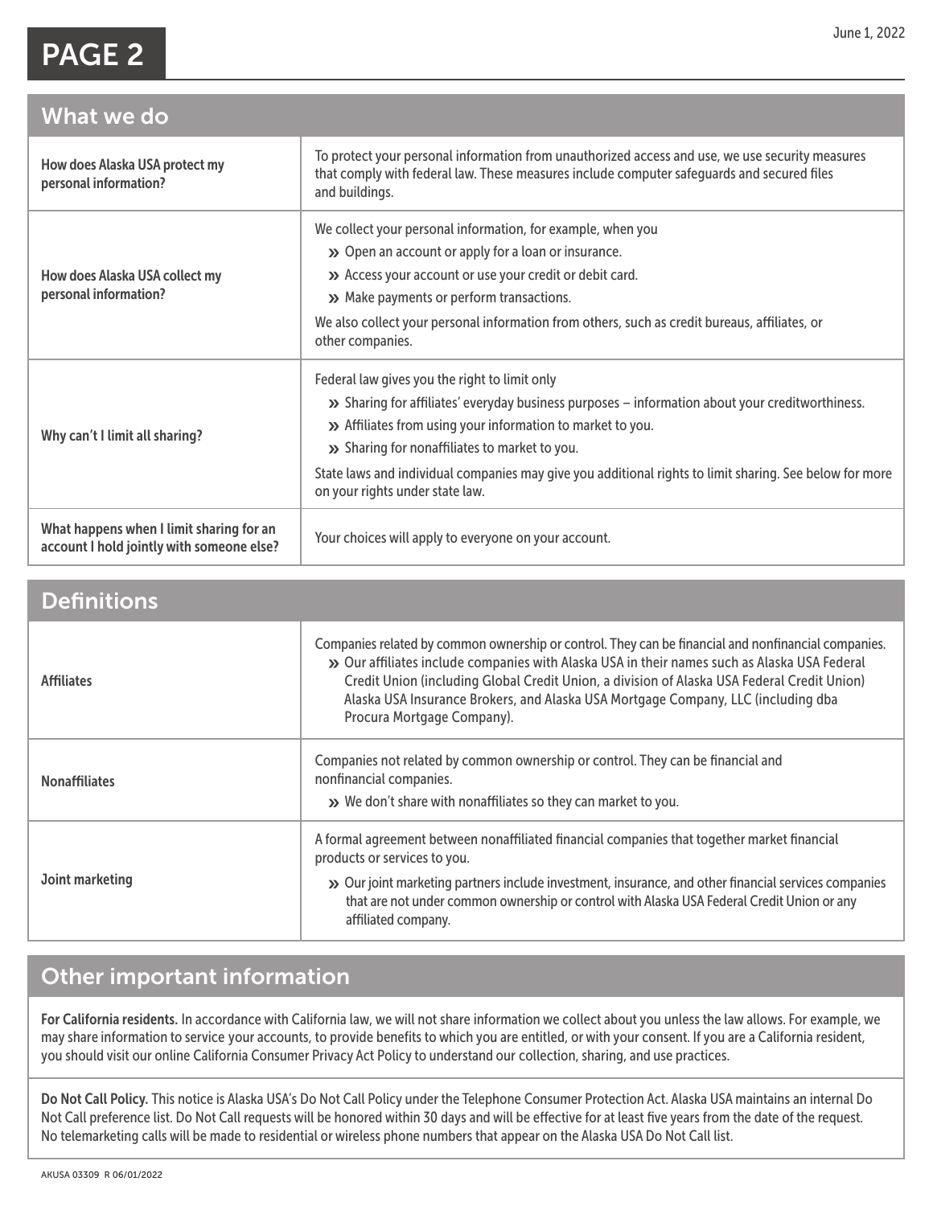## What we do

| | |
|---|---|
| **How does Alaska USA protect my personal information?** | To protect your personal information from unauthorized access and use, we use security measures that comply with federal law. These measures include computer safeguards and secured files and buildings. |
| **How does Alaska USA collect my personal information?** | We collect your personal information, for example, when you<br>» Open an account or apply for a loan or insurance.<br>» Access your account or use your credit or debit card.<br>» Make payments or perform transactions.<br>We also collect your personal information from others, such as credit bureaus, affiliates, or other companies. |
| **Why can't I limit all sharing?** | Federal law gives you the right to limit only<br>» Sharing for affiliates' everyday business purposes – information about your creditworthiness.<br>» Affiliates from using your information to market to you.<br>» Sharing for nonaffiliates to market to you.<br>State laws and individual companies may give you additional rights to limit sharing. See below for more on your rights under state law. |
| **What happens when I limit sharing for an account I hold jointly with someone else?** | Your choices will apply to everyone on your account. |

## Definitions

| | |
|---|---|
| **Affiliates** | Companies related by common ownership or control. They can be financial and nonfinancial companies.<br>» Our affiliates include companies with Alaska USA in their names such as Alaska USA Federal Credit Union (including Global Credit Union, a division of Alaska USA Federal Credit Union) Alaska USA Insurance Brokers, and Alaska USA Mortgage Company, LLC (including dba Procura Mortgage Company). |
| **Nonaffiliates** | Companies not related by common ownership or control. They can be financial and nonfinancial companies.<br>» We don't share with nonaffiliates so they can market to you. |
| **Joint marketing** | A formal agreement between nonaffiliated financial companies that together market financial products or services to you.<br>» Our joint marketing partners include investment, insurance, and other financial services companies that are not under common ownership or control with Alaska USA Federal Credit Union or any affiliated company. |

## Other important information

**For California residents.** In accordance with California law, we will not share information we collect about you unless the law allows. For example, we may share information to service your accounts, to provide benefits to which you are entitled, or with your consent. If you are a California resident, you should visit our online California Consumer Privacy Act Policy to understand our collection, sharing, and use practices.

**Do Not Call Policy.** This notice is Alaska USA's Do Not Call Policy under the Telephone Consumer Protection Act. Alaska USA maintains an internal Do Not Call preference list. Do Not Call requests will be honored within 30 days and will be effective for at least five years from the date of the request. No telemarketing calls will be made to residential or wireless phone numbers that appear on the Alaska USA Do Not Call list.

AKUSA 03309 R 06/01/2022